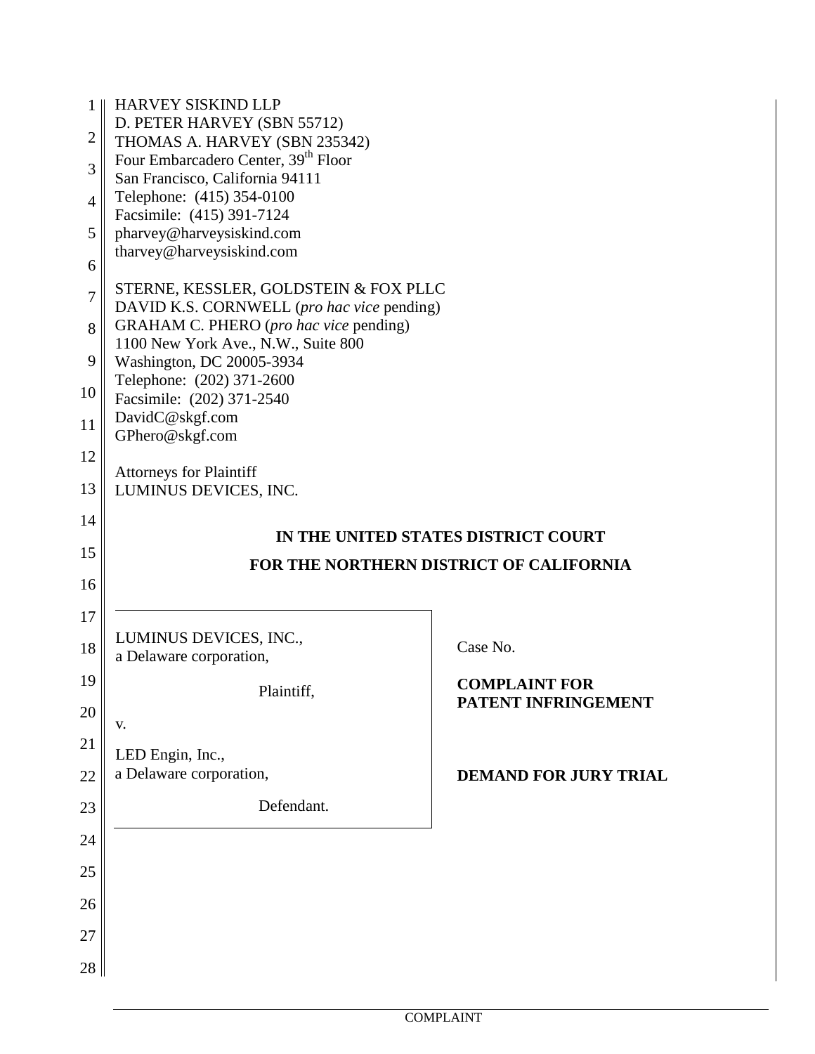HARVEY SISKIND LLP
D. PETER HARVEY (SBN 55712)
THOMAS A. HARVEY (SBN 235342)
Four Embarcadero Center, 39th Floor
San Francisco, California 94111
Telephone: (415) 354-0100
Facsimile: (415) 391-7124
pharvey@harveysiskind.com
tharvey@harveysiskind.com

STERNE, KESSLER, GOLDSTEIN & FOX PLLC
DAVID K.S. CORNWELL (*pro hac vice* pending)
GRAHAM C. PHERO (*pro hac vice* pending)
1100 New York Ave., N.W., Suite 800
Washington, DC 20005-3934
Telephone: (202) 371-2600
Facsimile: (202) 371-2540
DavidC@skgf.com
GPhero@skgf.com

Attorneys for Plaintiff
LUMINUS DEVICES, INC.

**IN THE UNITED STATES DISTRICT COURT**

**FOR THE NORTHERN DISTRICT OF CALIFORNIA**

| | |
|---|---|
| LUMINUS DEVICES, INC., a Delaware corporation, Plaintiff, v. LED Engin, Inc., a Delaware corporation, Defendant. | Case No. **COMPLAINT FOR PATENT INFRINGEMENT** **DEMAND FOR JURY TRIAL** |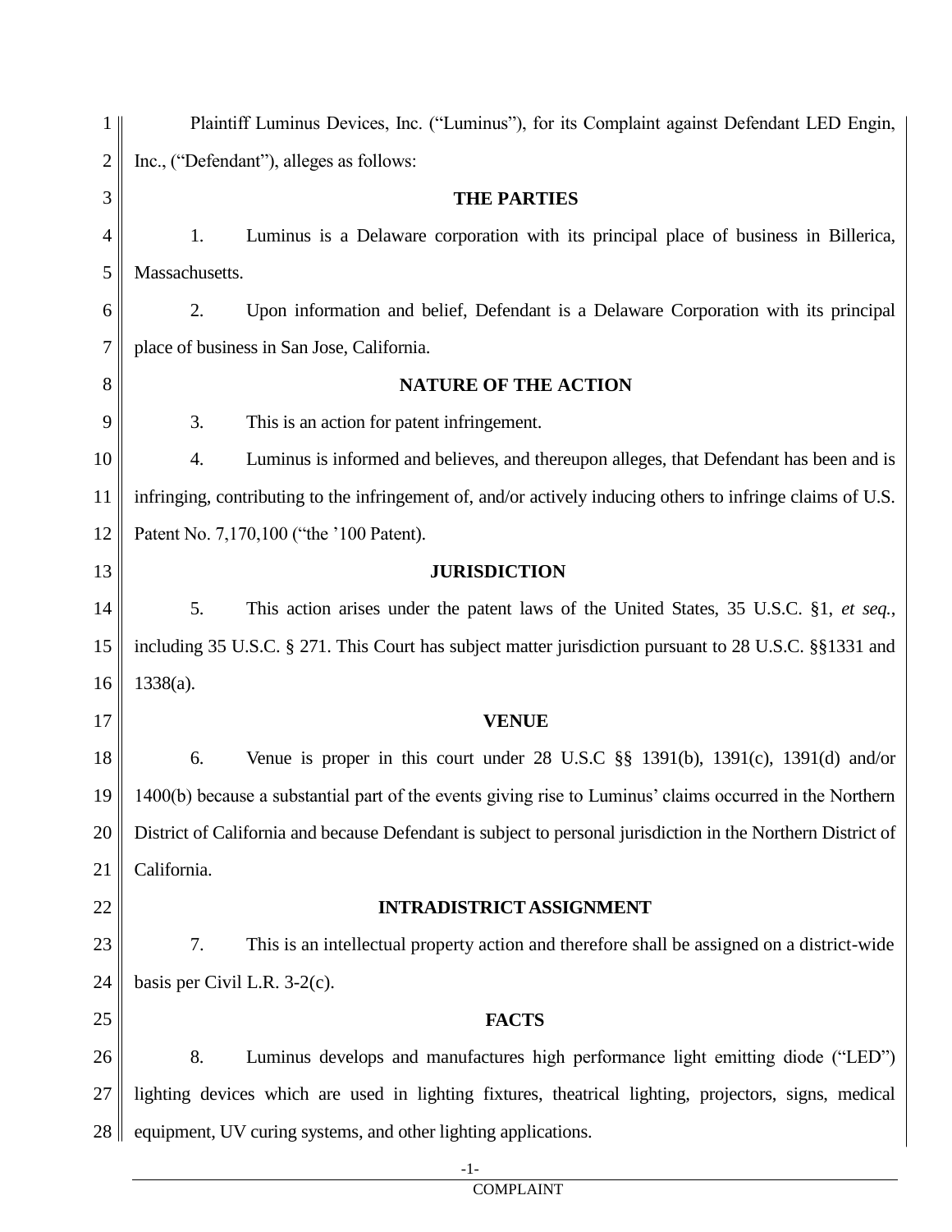Plaintiff Luminus Devices, Inc. ("Luminus"), for its Complaint against Defendant LED Engin, Inc., ("Defendant"), alleges as follows:

**THE PARTIES**

1. Luminus is a Delaware corporation with its principal place of business in Billerica, Massachusetts.

2. Upon information and belief, Defendant is a Delaware Corporation with its principal place of business in San Jose, California.

**NATURE OF THE ACTION**

3. This is an action for patent infringement.

4. Luminus is informed and believes, and thereupon alleges, that Defendant has been and is infringing, contributing to the infringement of, and/or actively inducing others to infringe claims of U.S. Patent No. 7,170,100 ("the '100 Patent).

**JURISDICTION**

5. This action arises under the patent laws of the United States, 35 U.S.C. §1, *et seq.*, including 35 U.S.C. § 271. This Court has subject matter jurisdiction pursuant to 28 U.S.C. §§1331 and 1338(a).

**VENUE**

6. Venue is proper in this court under 28 U.S.C §§ 1391(b), 1391(c), 1391(d) and/or 1400(b) because a substantial part of the events giving rise to Luminus' claims occurred in the Northern District of California and because Defendant is subject to personal jurisdiction in the Northern District of California.

**INTRADISTRICT ASSIGNMENT**

7. This is an intellectual property action and therefore shall be assigned on a district-wide basis per Civil L.R. 3-2(c).

**FACTS**

8. Luminus develops and manufactures high performance light emitting diode ("LED") lighting devices which are used in lighting fixtures, theatrical lighting, projectors, signs, medical equipment, UV curing systems, and other lighting applications.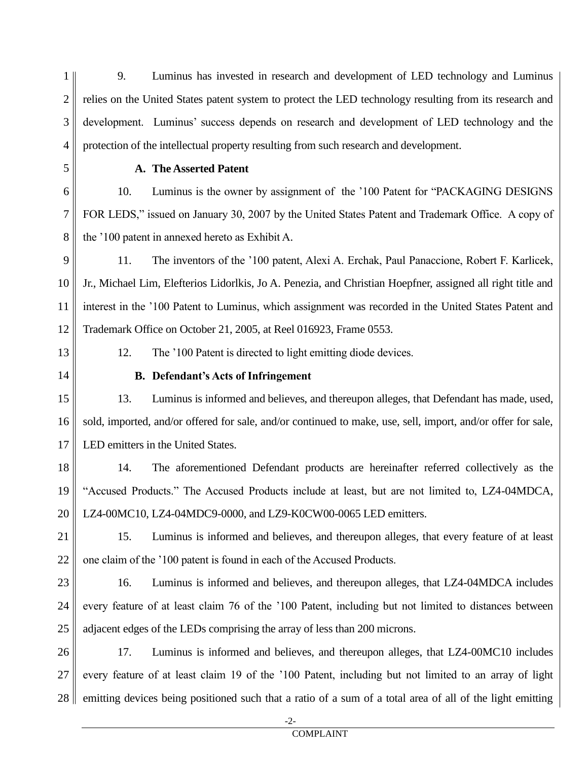9. Luminus has invested in research and development of LED technology and Luminus relies on the United States patent system to protect the LED technology resulting from its research and development. Luminus' success depends on research and development of LED technology and the protection of the intellectual property resulting from such research and development.

**A. The Asserted Patent**

10. Luminus is the owner by assignment of the '100 Patent for "PACKAGING DESIGNS FOR LEDS," issued on January 30, 2007 by the United States Patent and Trademark Office. A copy of the '100 patent in annexed hereto as Exhibit A.

11. The inventors of the '100 patent, Alexi A. Erchak, Paul Panaccione, Robert F. Karlicek, Jr., Michael Lim, Elefterios Lidorlkis, Jo A. Penezia, and Christian Hoepfner, assigned all right title and interest in the '100 Patent to Luminus, which assignment was recorded in the United States Patent and Trademark Office on October 21, 2005, at Reel 016923, Frame 0553.

12. The '100 Patent is directed to light emitting diode devices.

**B. Defendant's Acts of Infringement**

13. Luminus is informed and believes, and thereupon alleges, that Defendant has made, used, sold, imported, and/or offered for sale, and/or continued to make, use, sell, import, and/or offer for sale, LED emitters in the United States.

14. The aforementioned Defendant products are hereinafter referred collectively as the "Accused Products." The Accused Products include at least, but are not limited to, LZ4-04MDCA, LZ4-00MC10, LZ4-04MDC9-0000, and LZ9-K0CW00-0065 LED emitters.

15. Luminus is informed and believes, and thereupon alleges, that every feature of at least one claim of the '100 patent is found in each of the Accused Products.

16. Luminus is informed and believes, and thereupon alleges, that LZ4-04MDCA includes every feature of at least claim 76 of the '100 Patent, including but not limited to distances between adjacent edges of the LEDs comprising the array of less than 200 microns.

17. Luminus is informed and believes, and thereupon alleges, that LZ4-00MC10 includes every feature of at least claim 19 of the '100 Patent, including but not limited to an array of light emitting devices being positioned such that a ratio of a sum of a total area of all of the light emitting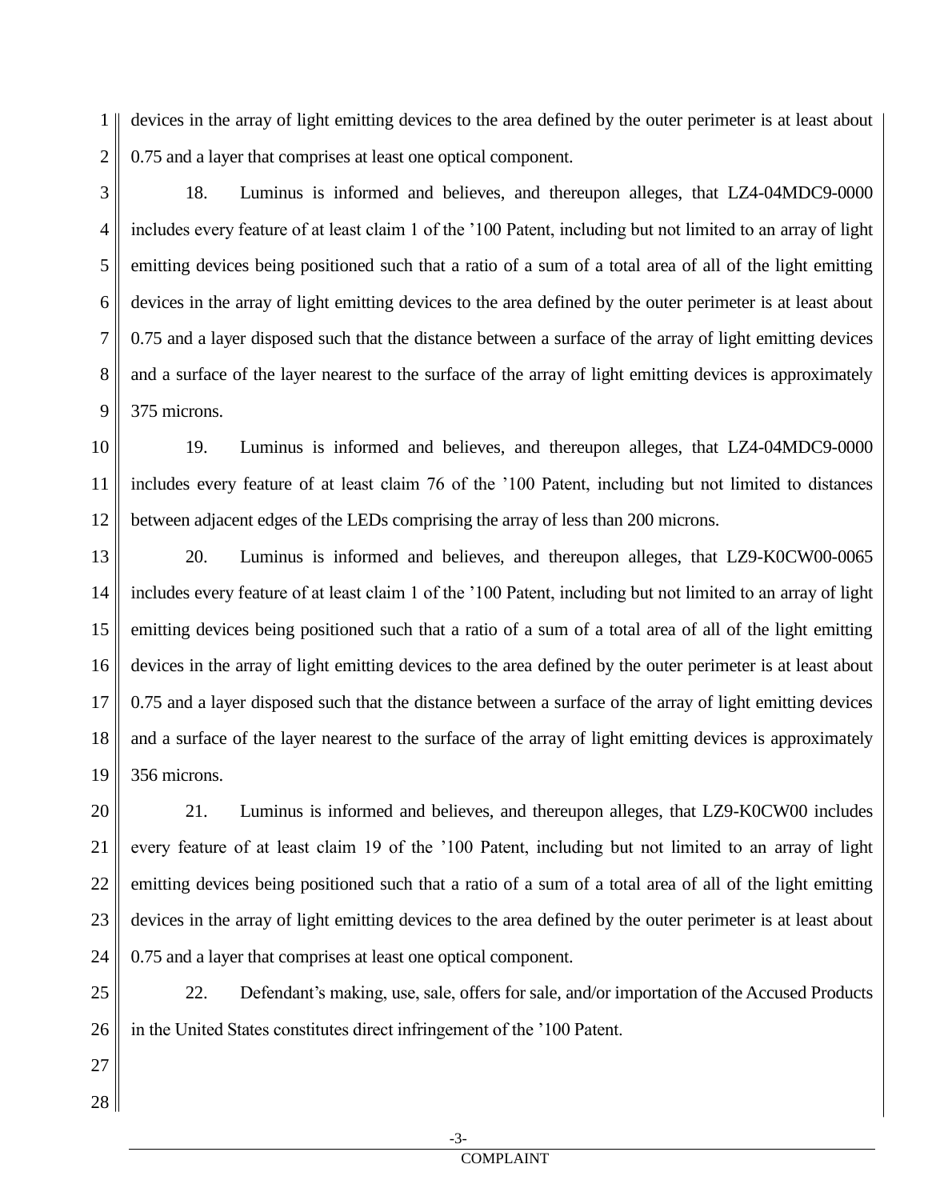devices in the array of light emitting devices to the area defined by the outer perimeter is at least about 0.75 and a layer that comprises at least one optical component.

18. Luminus is informed and believes, and thereupon alleges, that LZ4-04MDC9-0000 includes every feature of at least claim 1 of the '100 Patent, including but not limited to an array of light emitting devices being positioned such that a ratio of a sum of a total area of all of the light emitting devices in the array of light emitting devices to the area defined by the outer perimeter is at least about 0.75 and a layer disposed such that the distance between a surface of the array of light emitting devices and a surface of the layer nearest to the surface of the array of light emitting devices is approximately 375 microns.

19. Luminus is informed and believes, and thereupon alleges, that LZ4-04MDC9-0000 includes every feature of at least claim 76 of the '100 Patent, including but not limited to distances between adjacent edges of the LEDs comprising the array of less than 200 microns.

20. Luminus is informed and believes, and thereupon alleges, that LZ9-K0CW00-0065 includes every feature of at least claim 1 of the '100 Patent, including but not limited to an array of light emitting devices being positioned such that a ratio of a sum of a total area of all of the light emitting devices in the array of light emitting devices to the area defined by the outer perimeter is at least about 0.75 and a layer disposed such that the distance between a surface of the array of light emitting devices and a surface of the layer nearest to the surface of the array of light emitting devices is approximately 356 microns.

21. Luminus is informed and believes, and thereupon alleges, that LZ9-K0CW00 includes every feature of at least claim 19 of the '100 Patent, including but not limited to an array of light emitting devices being positioned such that a ratio of a sum of a total area of all of the light emitting devices in the array of light emitting devices to the area defined by the outer perimeter is at least about 0.75 and a layer that comprises at least one optical component.

22. Defendant's making, use, sale, offers for sale, and/or importation of the Accused Products in the United States constitutes direct infringement of the '100 Patent.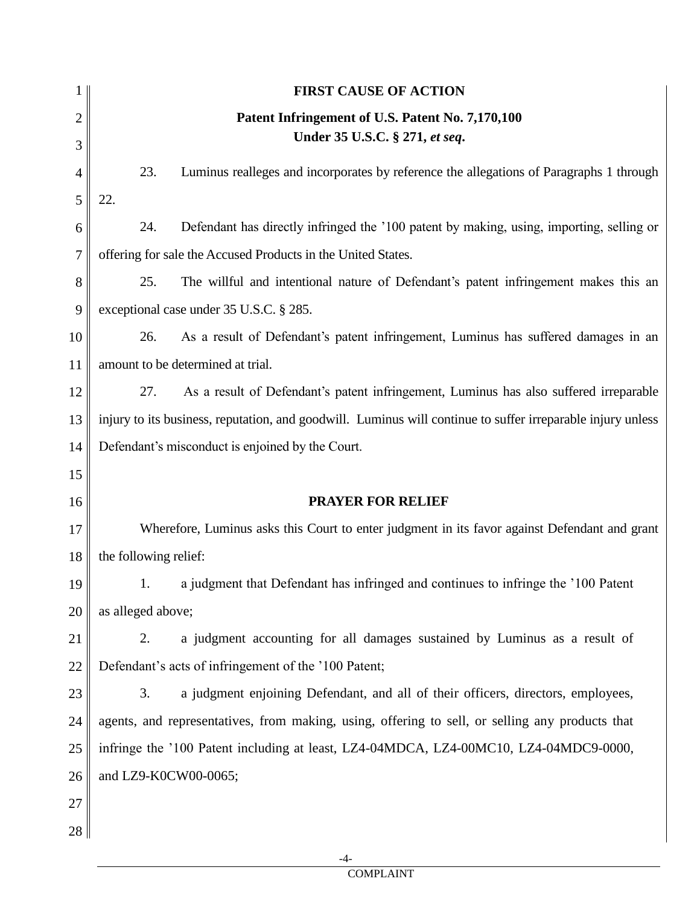**FIRST CAUSE OF ACTION**

**Patent Infringement of U.S. Patent No. 7,170,100**
**Under 35 U.S.C. § 271, *et seq*.**

23. Luminus realleges and incorporates by reference the allegations of Paragraphs 1 through 22.

24. Defendant has directly infringed the '100 patent by making, using, importing, selling or offering for sale the Accused Products in the United States.

25. The willful and intentional nature of Defendant's patent infringement makes this an exceptional case under 35 U.S.C. § 285.

26. As a result of Defendant's patent infringement, Luminus has suffered damages in an amount to be determined at trial.

27. As a result of Defendant's patent infringement, Luminus has also suffered irreparable injury to its business, reputation, and goodwill. Luminus will continue to suffer irreparable injury unless Defendant's misconduct is enjoined by the Court.

**PRAYER FOR RELIEF**

Wherefore, Luminus asks this Court to enter judgment in its favor against Defendant and grant the following relief:

1. a judgment that Defendant has infringed and continues to infringe the '100 Patent as alleged above;

2. a judgment accounting for all damages sustained by Luminus as a result of Defendant's acts of infringement of the '100 Patent;

3. a judgment enjoining Defendant, and all of their officers, directors, employees, agents, and representatives, from making, using, offering to sell, or selling any products that infringe the '100 Patent including at least, LZ4-04MDCA, LZ4-00MC10, LZ4-04MDC9-0000, and LZ9-K0CW00-0065;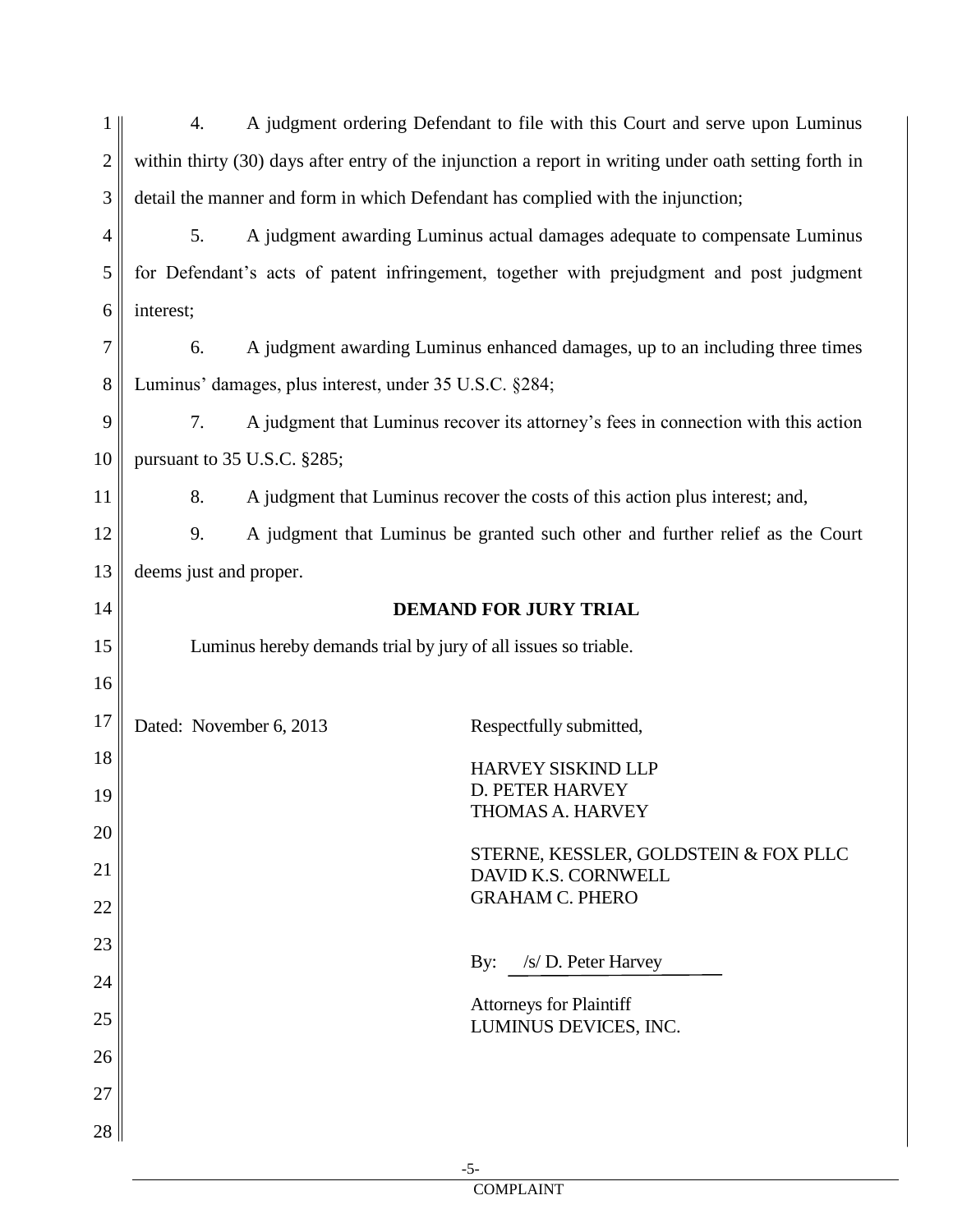4. A judgment ordering Defendant to file with this Court and serve upon Luminus within thirty (30) days after entry of the injunction a report in writing under oath setting forth in detail the manner and form in which Defendant has complied with the injunction;

5. A judgment awarding Luminus actual damages adequate to compensate Luminus for Defendant's acts of patent infringement, together with prejudgment and post judgment interest;

6. A judgment awarding Luminus enhanced damages, up to an including three times Luminus' damages, plus interest, under 35 U.S.C. §284;

7. A judgment that Luminus recover its attorney's fees in connection with this action pursuant to 35 U.S.C. §285;

8. A judgment that Luminus recover the costs of this action plus interest; and,

9. A judgment that Luminus be granted such other and further relief as the Court deems just and proper.

**DEMAND FOR JURY TRIAL**

Luminus hereby demands trial by jury of all issues so triable.

Dated: November 6, 2013

Respectfully submitted,

HARVEY SISKIND LLP
D. PETER HARVEY
THOMAS A. HARVEY

STERNE, KESSLER, GOLDSTEIN & FOX PLLC
DAVID K.S. CORNWELL
GRAHAM C. PHERO

By: /s/ D. Peter Harvey

Attorneys for Plaintiff
LUMINUS DEVICES, INC.